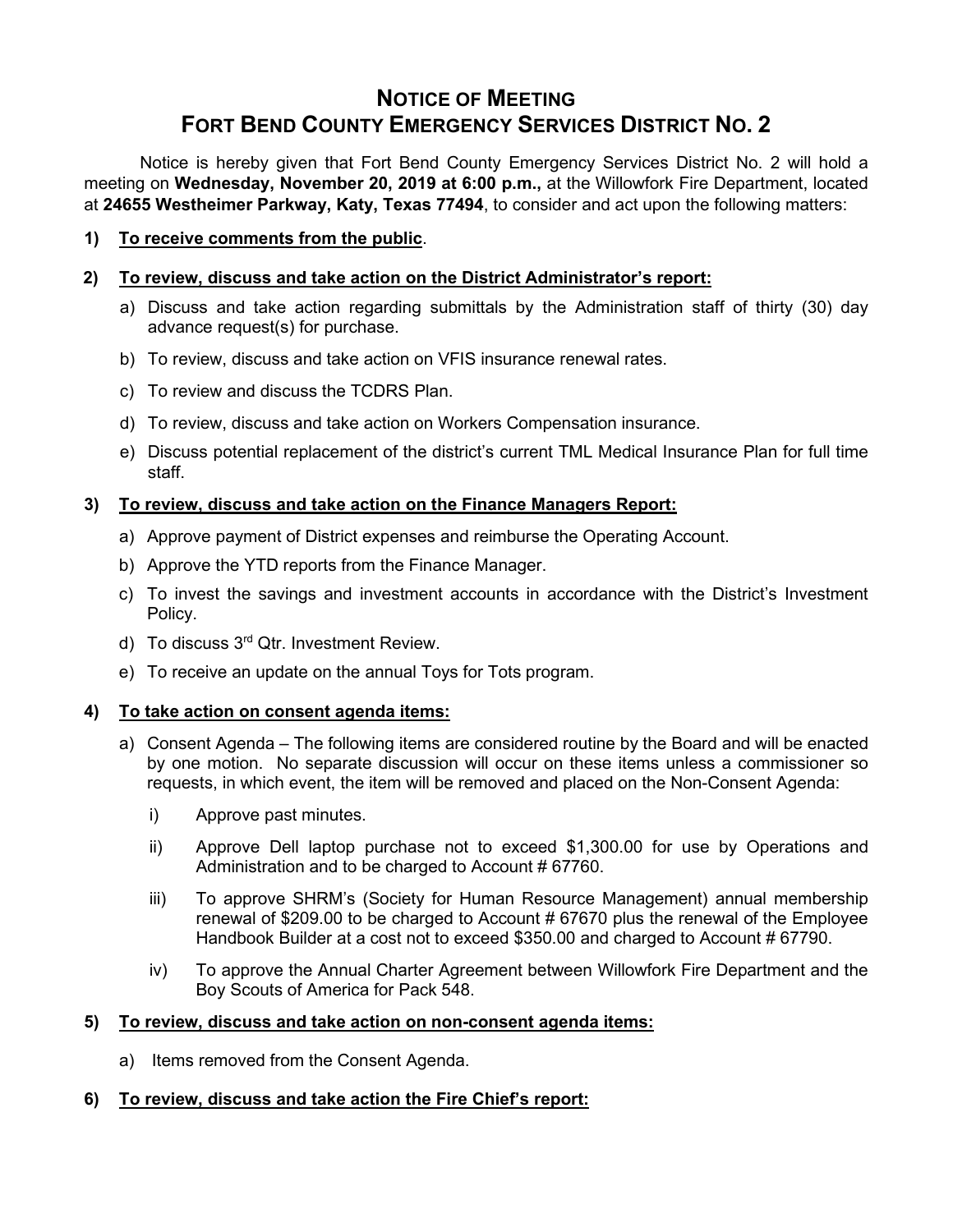# NOTICE OF MEETING
# FORT BEND COUNTY EMERGENCY SERVICES DISTRICT NO. 2

Notice is hereby given that Fort Bend County Emergency Services District No. 2 will hold a meeting on **Wednesday, November 20, 2019 at 6:00 p.m.,** at the Willowfork Fire Department, located at **24655 Westheimer Parkway, Katy, Texas 77494**, to consider and act upon the following matters:

**1) <u>To receive comments from the public</u>**.

**2) <u>To review, discuss and take action on the District Administrator's report:</u>**

a) Discuss and take action regarding submittals by the Administration staff of thirty (30) day advance request(s) for purchase.

b) To review, discuss and take action on VFIS insurance renewal rates.

c) To review and discuss the TCDRS Plan.

d) To review, discuss and take action on Workers Compensation insurance.

e) Discuss potential replacement of the district's current TML Medical Insurance Plan for full time staff.

**3) <u>To review, discuss and take action on the Finance Managers Report:</u>**

a) Approve payment of District expenses and reimburse the Operating Account.

b) Approve the YTD reports from the Finance Manager.

c) To invest the savings and investment accounts in accordance with the District's Investment Policy.

d) To discuss 3rd Qtr. Investment Review.

e) To receive an update on the annual Toys for Tots program.

**4) <u>To take action on consent agenda items:</u>**

a) Consent Agenda – The following items are considered routine by the Board and will be enacted by one motion. No separate discussion will occur on these items unless a commissioner so requests, in which event, the item will be removed and placed on the Non-Consent Agenda:

i) Approve past minutes.

ii) Approve Dell laptop purchase not to exceed $1,300.00 for use by Operations and Administration and to be charged to Account # 67760.

iii) To approve SHRM's (Society for Human Resource Management) annual membership renewal of $209.00 to be charged to Account # 67670 plus the renewal of the Employee Handbook Builder at a cost not to exceed $350.00 and charged to Account # 67790.

iv) To approve the Annual Charter Agreement between Willowfork Fire Department and the Boy Scouts of America for Pack 548.

**5) <u>To review, discuss and take action on non-consent agenda items:</u>**

a) Items removed from the Consent Agenda.

**6) <u>To review, discuss and take action the Fire Chief's report:</u>**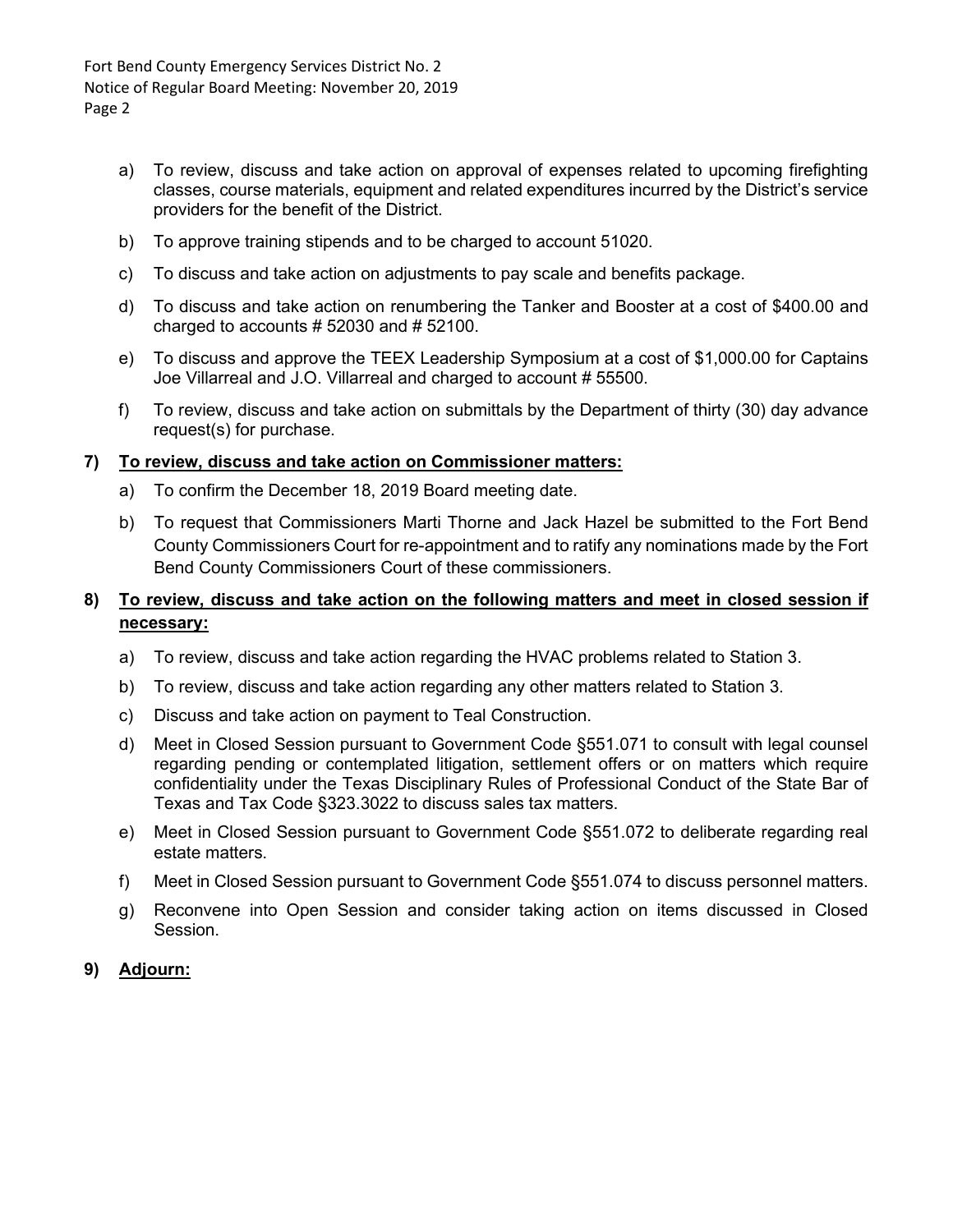a) To review, discuss and take action on approval of expenses related to upcoming firefighting classes, course materials, equipment and related expenditures incurred by the District's service providers for the benefit of the District.

b) To approve training stipends and to be charged to account 51020.

c) To discuss and take action on adjustments to pay scale and benefits package.

d) To discuss and take action on renumbering the Tanker and Booster at a cost of $400.00 and charged to accounts # 52030 and # 52100.

e) To discuss and approve the TEEX Leadership Symposium at a cost of $1,000.00 for Captains Joe Villarreal and J.O. Villarreal and charged to account # 55500.

f) To review, discuss and take action on submittals by the Department of thirty (30) day advance request(s) for purchase.

**7) <u>To review, discuss and take action on Commissioner matters:</u>**

a) To confirm the December 18, 2019 Board meeting date.

b) To request that Commissioners Marti Thorne and Jack Hazel be submitted to the Fort Bend County Commissioners Court for re-appointment and to ratify any nominations made by the Fort Bend County Commissioners Court of these commissioners.

**8) <u>To review, discuss and take action on the following matters and meet in closed session if necessary:</u>**

a) To review, discuss and take action regarding the HVAC problems related to Station 3.

b) To review, discuss and take action regarding any other matters related to Station 3.

c) Discuss and take action on payment to Teal Construction.

d) Meet in Closed Session pursuant to Government Code §551.071 to consult with legal counsel regarding pending or contemplated litigation, settlement offers or on matters which require confidentiality under the Texas Disciplinary Rules of Professional Conduct of the State Bar of Texas and Tax Code §323.3022 to discuss sales tax matters.

e) Meet in Closed Session pursuant to Government Code §551.072 to deliberate regarding real estate matters.

f) Meet in Closed Session pursuant to Government Code §551.074 to discuss personnel matters.

g) Reconvene into Open Session and consider taking action on items discussed in Closed Session.

**9) <u>Adjourn:</u>**